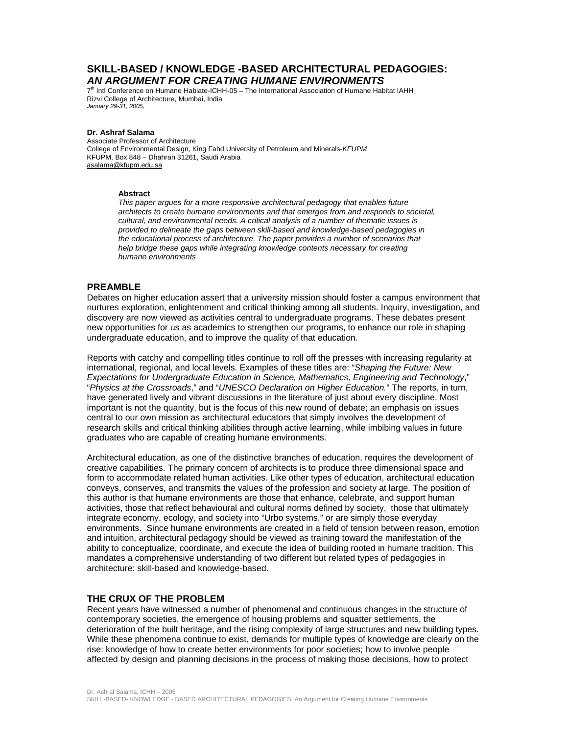# SKILL-BASED / KNOWLEDGE -BASED ARCHITECTURAL PEDAGOGIES: *AN ARGUMENT FOR CREATING HUMANE ENVIRONMENTS*

7th Intl Conference on Humane Habiate-ICHH-05 – The International Association of Humane Habitat IAHH
Rizvi College of Architecture, Mumbai, India
*January 29-31, 2005,*

**Dr. Ashraf Salama**
Associate Professor of Architecture
College of Environmental Design, King Fahd University of Petroleum and Minerals-*KFUPM*
KFUPM, Box 848 – Dhahran 31261, Saudi Arabia
asalama@kfupm.edu.sa

**Abstract**
*This paper argues for a more responsive architectural pedagogy that enables future architects to create humane environments and that emerges from and responds to societal, cultural, and environmental needs. A critical analysis of a number of thematic issues is provided to delineate the gaps between skill-based and knowledge-based pedagogies in the educational process of architecture. The paper provides a number of scenarios that help bridge these gaps while integrating knowledge contents necessary for creating humane environments*

## PREAMBLE

Debates on higher education assert that a university mission should foster a campus environment that nurtures exploration, enlightenment and critical thinking among all students. Inquiry, investigation, and discovery are now viewed as activities central to undergraduate programs. These debates present new opportunities for us as academics to strengthen our programs, to enhance our role in shaping undergraduate education, and to improve the quality of that education.

Reports with catchy and compelling titles continue to roll off the presses with increasing regularity at international, regional, and local levels. Examples of these titles are: "*Shaping the Future: New Expectations for Undergraduate Education in Science, Mathematics, Engineering and Technology*," "*Physics at the Crossroads*," and "*UNESCO Declaration on Higher Education.*" The reports, in turn, have generated lively and vibrant discussions in the literature of just about every discipline. Most important is not the quantity, but is the focus of this new round of debate; an emphasis on issues central to our own mission as architectural educators that simply involves the development of research skills and critical thinking abilities through active learning, while imbibing values in future graduates who are capable of creating humane environments.

Architectural education, as one of the distinctive branches of education, requires the development of creative capabilities. The primary concern of architects is to produce three dimensional space and form to accommodate related human activities. Like other types of education, architectural education conveys, conserves, and transmits the values of the profession and society at large. The position of this author is that humane environments are those that enhance, celebrate, and support human activities, those that reflect behavioural and cultural norms defined by society, those that ultimately integrate economy, ecology, and society into "Urbo systems," or are simply those everyday environments. Since humane environments are created in a field of tension between reason, emotion and intuition, architectural pedagogy should be viewed as training toward the manifestation of the ability to conceptualize, coordinate, and execute the idea of building rooted in humane tradition. This mandates a comprehensive understanding of two different but related types of pedagogies in architecture: skill-based and knowledge-based.

## THE CRUX OF THE PROBLEM

Recent years have witnessed a number of phenomenal and continuous changes in the structure of contemporary societies, the emergence of housing problems and squatter settlements, the deterioration of the built heritage, and the rising complexity of large structures and new building types. While these phenomena continue to exist, demands for multiple types of knowledge are clearly on the rise: knowledge of how to create better environments for poor societies; how to involve people affected by design and planning decisions in the process of making those decisions, how to protect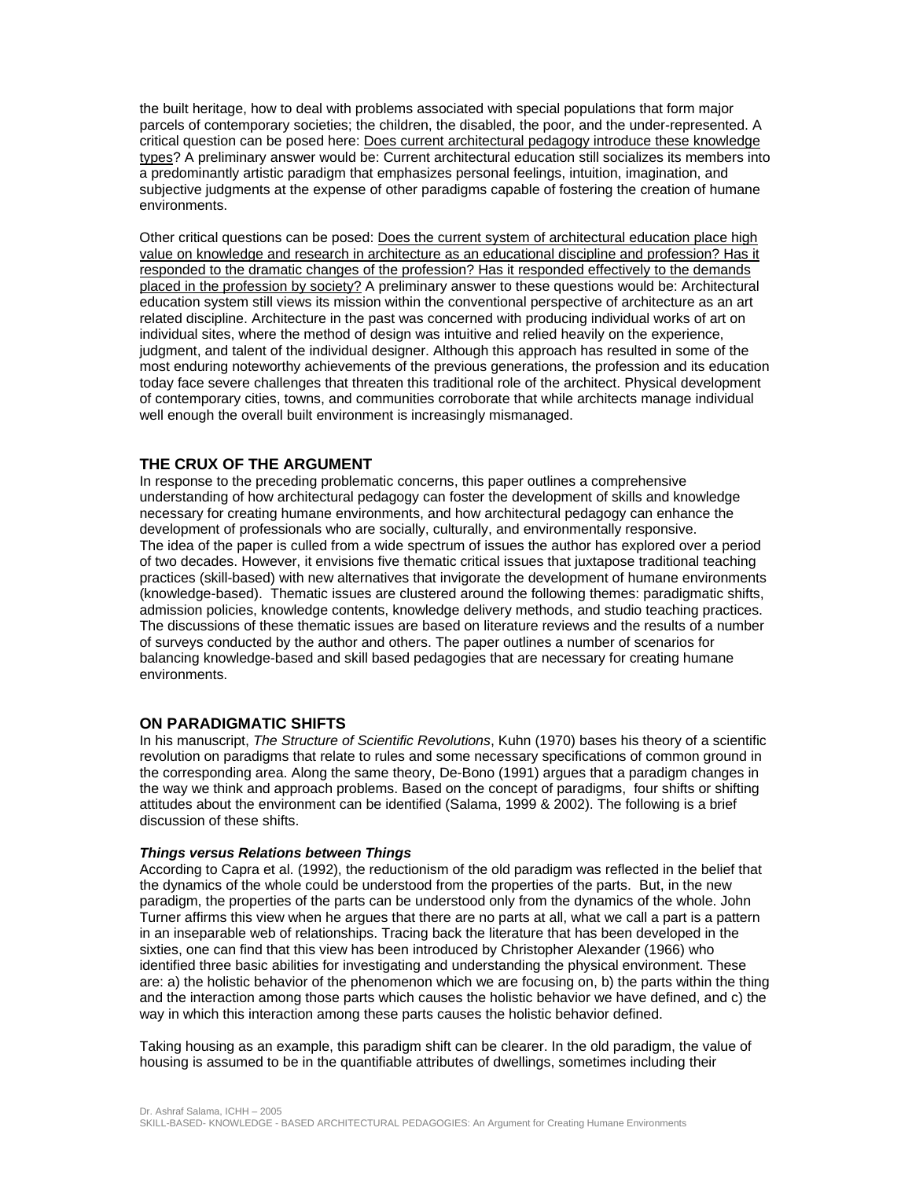the built heritage, how to deal with problems associated with special populations that form major parcels of contemporary societies; the children, the disabled, the poor, and the under-represented. A critical question can be posed here: <u>Does current architectural pedagogy introduce these knowledge types</u>? A preliminary answer would be: Current architectural education still socializes its members into a predominantly artistic paradigm that emphasizes personal feelings, intuition, imagination, and subjective judgments at the expense of other paradigms capable of fostering the creation of humane environments.

Other critical questions can be posed: <u>Does the current system of architectural education place high value on knowledge and research in architecture as an educational discipline and profession? Has it responded to the dramatic changes of the profession? Has it responded effectively to the demands placed in the profession by society?</u> A preliminary answer to these questions would be: Architectural education system still views its mission within the conventional perspective of architecture as an art related discipline. Architecture in the past was concerned with producing individual works of art on individual sites, where the method of design was intuitive and relied heavily on the experience, judgment, and talent of the individual designer. Although this approach has resulted in some of the most enduring noteworthy achievements of the previous generations, the profession and its education today face severe challenges that threaten this traditional role of the architect. Physical development of contemporary cities, towns, and communities corroborate that while architects manage individual well enough the overall built environment is increasingly mismanaged.

## THE CRUX OF THE ARGUMENT

In response to the preceding problematic concerns, this paper outlines a comprehensive understanding of how architectural pedagogy can foster the development of skills and knowledge necessary for creating humane environments, and how architectural pedagogy can enhance the development of professionals who are socially, culturally, and environmentally responsive.
The idea of the paper is culled from a wide spectrum of issues the author has explored over a period of two decades. However, it envisions five thematic critical issues that juxtapose traditional teaching practices (skill-based) with new alternatives that invigorate the development of humane environments (knowledge-based). Thematic issues are clustered around the following themes: paradigmatic shifts, admission policies, knowledge contents, knowledge delivery methods, and studio teaching practices. The discussions of these thematic issues are based on literature reviews and the results of a number of surveys conducted by the author and others. The paper outlines a number of scenarios for balancing knowledge-based and skill based pedagogies that are necessary for creating humane environments.

## ON PARADIGMATIC SHIFTS

In his manuscript, *The Structure of Scientific Revolutions*, Kuhn (1970) bases his theory of a scientific revolution on paradigms that relate to rules and some necessary specifications of common ground in the corresponding area. Along the same theory, De-Bono (1991) argues that a paradigm changes in the way we think and approach problems. Based on the concept of paradigms, four shifts or shifting attitudes about the environment can be identified (Salama, 1999 & 2002). The following is a brief discussion of these shifts.

### ***Things versus Relations between Things***

According to Capra et al. (1992), the reductionism of the old paradigm was reflected in the belief that the dynamics of the whole could be understood from the properties of the parts. But, in the new paradigm, the properties of the parts can be understood only from the dynamics of the whole. John Turner affirms this view when he argues that there are no parts at all, what we call a part is a pattern in an inseparable web of relationships. Tracing back the literature that has been developed in the sixties, one can find that this view has been introduced by Christopher Alexander (1966) who identified three basic abilities for investigating and understanding the physical environment. These are: a) the holistic behavior of the phenomenon which we are focusing on, b) the parts within the thing and the interaction among those parts which causes the holistic behavior we have defined, and c) the way in which this interaction among these parts causes the holistic behavior defined.

Taking housing as an example, this paradigm shift can be clearer. In the old paradigm, the value of housing is assumed to be in the quantifiable attributes of dwellings, sometimes including their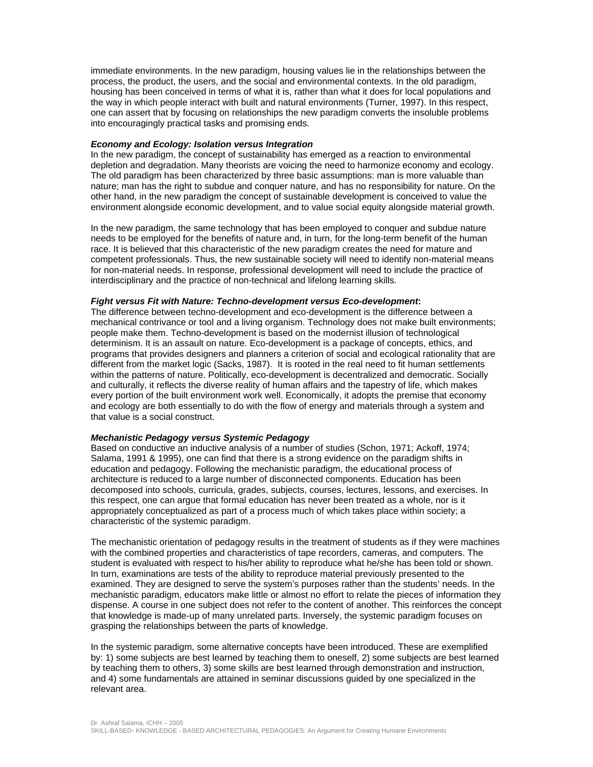immediate environments. In the new paradigm, housing values lie in the relationships between the process, the product, the users, and the social and environmental contexts. In the old paradigm, housing has been conceived in terms of what it is, rather than what it does for local populations and the way in which people interact with built and natural environments (Turner, 1997). In this respect, one can assert that by focusing on relationships the new paradigm converts the insoluble problems into encouragingly practical tasks and promising ends.

***Economy and Ecology: Isolation versus Integration***

In the new paradigm, the concept of sustainability has emerged as a reaction to environmental depletion and degradation. Many theorists are voicing the need to harmonize economy and ecology. The old paradigm has been characterized by three basic assumptions: man is more valuable than nature; man has the right to subdue and conquer nature, and has no responsibility for nature. On the other hand, in the new paradigm the concept of sustainable development is conceived to value the environment alongside economic development, and to value social equity alongside material growth.

In the new paradigm, the same technology that has been employed to conquer and subdue nature needs to be employed for the benefits of nature and, in turn, for the long-term benefit of the human race. It is believed that this characteristic of the new paradigm creates the need for mature and competent professionals. Thus, the new sustainable society will need to identify non-material means for non-material needs. In response, professional development will need to include the practice of interdisciplinary and the practice of non-technical and lifelong learning skills.

***Fight versus Fit with Nature: Techno-development versus Eco-development*:**

The difference between techno-development and eco-development is the difference between a mechanical contrivance or tool and a living organism. Technology does not make built environments; people make them. Techno-development is based on the modernist illusion of technological determinism. It is an assault on nature. Eco-development is a package of concepts, ethics, and programs that provides designers and planners a criterion of social and ecological rationality that are different from the market logic (Sacks, 1987). It is rooted in the real need to fit human settlements within the patterns of nature. Politically, eco-development is decentralized and democratic. Socially and culturally, it reflects the diverse reality of human affairs and the tapestry of life, which makes every portion of the built environment work well. Economically, it adopts the premise that economy and ecology are both essentially to do with the flow of energy and materials through a system and that value is a social construct.

***Mechanistic Pedagogy versus Systemic Pedagogy***

Based on conductive an inductive analysis of a number of studies (Schon, 1971; Ackoff, 1974; Salama, 1991 & 1995), one can find that there is a strong evidence on the paradigm shifts in education and pedagogy. Following the mechanistic paradigm, the educational process of architecture is reduced to a large number of disconnected components. Education has been decomposed into schools, curricula, grades, subjects, courses, lectures, lessons, and exercises. In this respect, one can argue that formal education has never been treated as a whole, nor is it appropriately conceptualized as part of a process much of which takes place within society; a characteristic of the systemic paradigm.

The mechanistic orientation of pedagogy results in the treatment of students as if they were machines with the combined properties and characteristics of tape recorders, cameras, and computers. The student is evaluated with respect to his/her ability to reproduce what he/she has been told or shown. In turn, examinations are tests of the ability to reproduce material previously presented to the examined. They are designed to serve the system's purposes rather than the students' needs. In the mechanistic paradigm, educators make little or almost no effort to relate the pieces of information they dispense. A course in one subject does not refer to the content of another. This reinforces the concept that knowledge is made-up of many unrelated parts. Inversely, the systemic paradigm focuses on grasping the relationships between the parts of knowledge.

In the systemic paradigm, some alternative concepts have been introduced. These are exemplified by: 1) some subjects are best learned by teaching them to oneself, 2) some subjects are best learned by teaching them to others, 3) some skills are best learned through demonstration and instruction, and 4) some fundamentals are attained in seminar discussions guided by one specialized in the relevant area.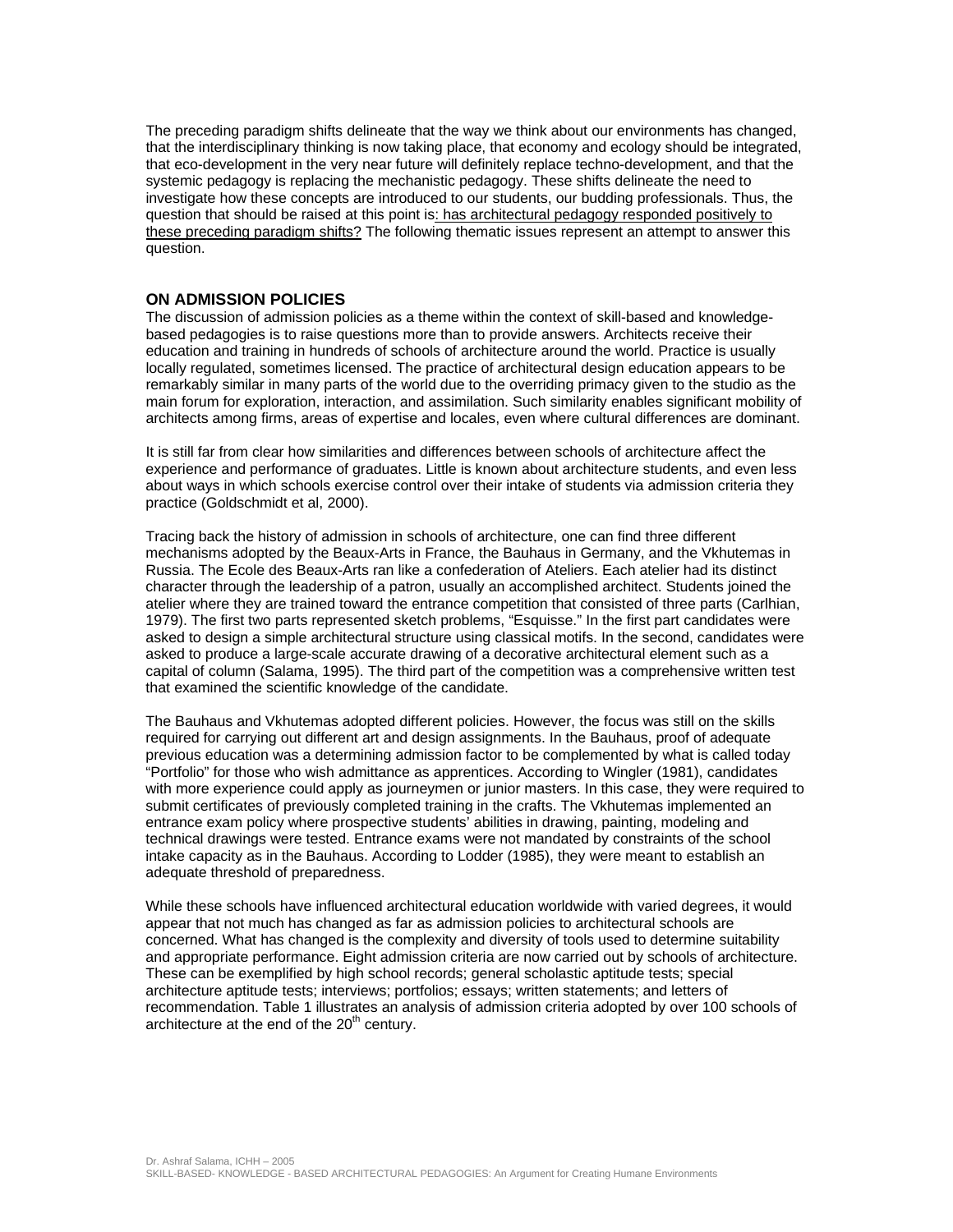The preceding paradigm shifts delineate that the way we think about our environments has changed, that the interdisciplinary thinking is now taking place, that economy and ecology should be integrated, that eco-development in the very near future will definitely replace techno-development, and that the systemic pedagogy is replacing the mechanistic pedagogy. These shifts delineate the need to investigate how these concepts are introduced to our students, our budding professionals. Thus, the question that should be raised at this point is: has architectural pedagogy responded positively to these preceding paradigm shifts? The following thematic issues represent an attempt to answer this question.

## ON ADMISSION POLICIES

The discussion of admission policies as a theme within the context of skill-based and knowledge-based pedagogies is to raise questions more than to provide answers. Architects receive their education and training in hundreds of schools of architecture around the world. Practice is usually locally regulated, sometimes licensed. The practice of architectural design education appears to be remarkably similar in many parts of the world due to the overriding primacy given to the studio as the main forum for exploration, interaction, and assimilation. Such similarity enables significant mobility of architects among firms, areas of expertise and locales, even where cultural differences are dominant.

It is still far from clear how similarities and differences between schools of architecture affect the experience and performance of graduates. Little is known about architecture students, and even less about ways in which schools exercise control over their intake of students via admission criteria they practice (Goldschmidt et al, 2000).

Tracing back the history of admission in schools of architecture, one can find three different mechanisms adopted by the Beaux-Arts in France, the Bauhaus in Germany, and the Vkhutemas in Russia. The Ecole des Beaux-Arts ran like a confederation of Ateliers. Each atelier had its distinct character through the leadership of a patron, usually an accomplished architect. Students joined the atelier where they are trained toward the entrance competition that consisted of three parts (Carlhian, 1979). The first two parts represented sketch problems, "Esquisse." In the first part candidates were asked to design a simple architectural structure using classical motifs. In the second, candidates were asked to produce a large-scale accurate drawing of a decorative architectural element such as a capital of column (Salama, 1995). The third part of the competition was a comprehensive written test that examined the scientific knowledge of the candidate.

The Bauhaus and Vkhutemas adopted different policies. However, the focus was still on the skills required for carrying out different art and design assignments. In the Bauhaus, proof of adequate previous education was a determining admission factor to be complemented by what is called today "Portfolio" for those who wish admittance as apprentices. According to Wingler (1981), candidates with more experience could apply as journeymen or junior masters. In this case, they were required to submit certificates of previously completed training in the crafts. The Vkhutemas implemented an entrance exam policy where prospective students' abilities in drawing, painting, modeling and technical drawings were tested. Entrance exams were not mandated by constraints of the school intake capacity as in the Bauhaus. According to Lodder (1985), they were meant to establish an adequate threshold of preparedness.

While these schools have influenced architectural education worldwide with varied degrees, it would appear that not much has changed as far as admission policies to architectural schools are concerned. What has changed is the complexity and diversity of tools used to determine suitability and appropriate performance. Eight admission criteria are now carried out by schools of architecture. These can be exemplified by high school records; general scholastic aptitude tests; special architecture aptitude tests; interviews; portfolios; essays; written statements; and letters of recommendation. Table 1 illustrates an analysis of admission criteria adopted by over 100 schools of architecture at the end of the 20th century.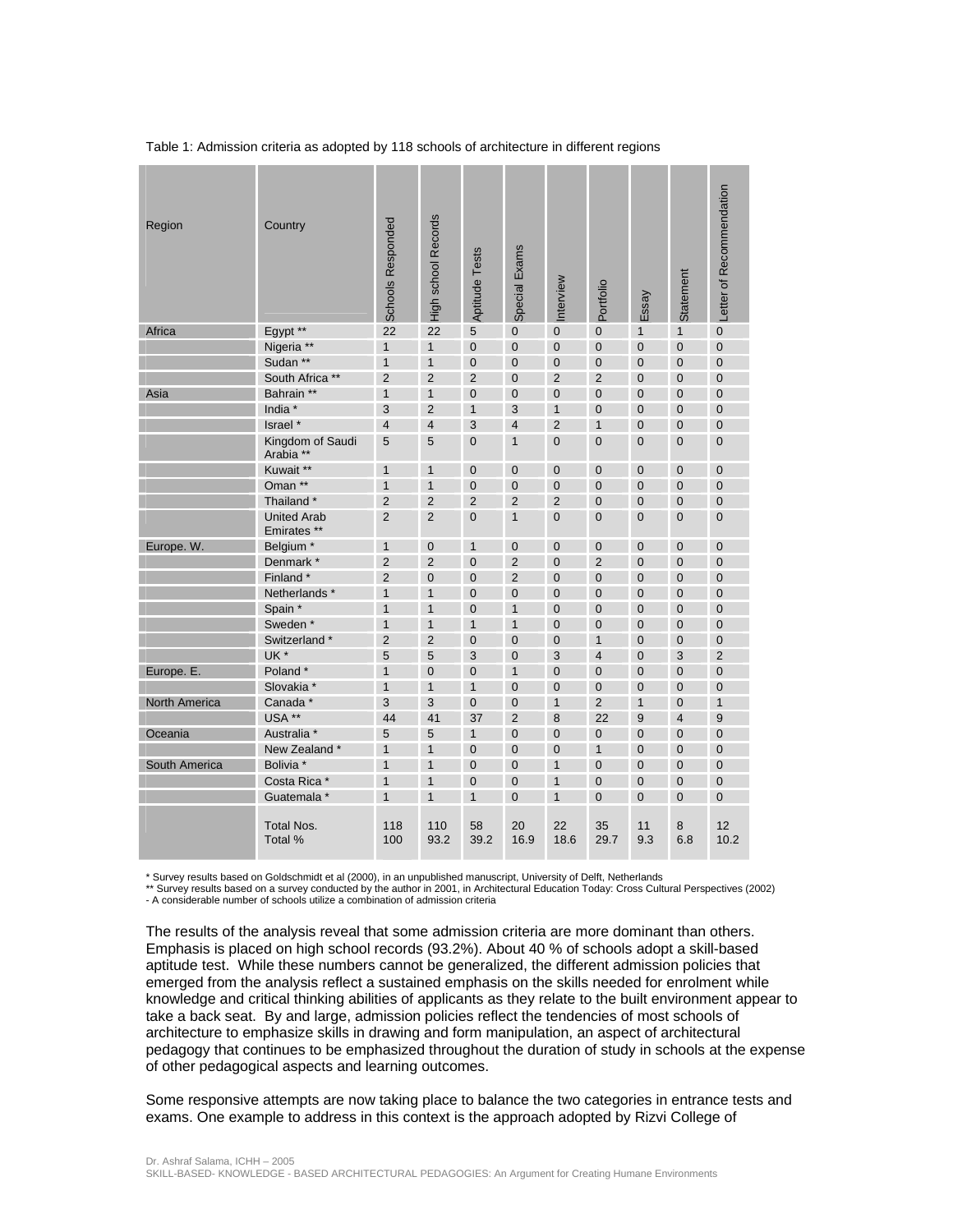Table 1: Admission criteria as adopted by 118 schools of architecture in different regions

| Region | Country | Schools Responded | High school Records | Aptitude Tests | Special Exams | Interview | Portfolio | Essay | Statement | Letter of Recommendation |
|---|---|---|---|---|---|---|---|---|---|---|
| Africa | Egypt ** | 22 | 22 | 5 | 0 | 0 | 0 | 1 | 1 | 0 |
| | Nigeria ** | 1 | 1 | 0 | 0 | 0 | 0 | 0 | 0 | 0 |
| | Sudan ** | 1 | 1 | 0 | 0 | 0 | 0 | 0 | 0 | 0 |
| | South Africa ** | 2 | 2 | 2 | 0 | 2 | 2 | 0 | 0 | 0 |
| Asia | Bahrain ** | 1 | 1 | 0 | 0 | 0 | 0 | 0 | 0 | 0 |
| | India * | 3 | 2 | 1 | 3 | 1 | 0 | 0 | 0 | 0 |
| | Israel * | 4 | 4 | 3 | 4 | 2 | 1 | 0 | 0 | 0 |
| | Kingdom of Saudi Arabia ** | 5 | 5 | 0 | 1 | 0 | 0 | 0 | 0 | 0 |
| | Kuwait ** | 1 | 1 | 0 | 0 | 0 | 0 | 0 | 0 | 0 |
| | Oman ** | 1 | 1 | 0 | 0 | 0 | 0 | 0 | 0 | 0 |
| | Thailand * | 2 | 2 | 2 | 2 | 2 | 0 | 0 | 0 | 0 |
| | United Arab Emirates ** | 2 | 2 | 0 | 1 | 0 | 0 | 0 | 0 | 0 |
| Europe. W. | Belgium * | 1 | 0 | 1 | 0 | 0 | 0 | 0 | 0 | 0 |
| | Denmark * | 2 | 2 | 0 | 2 | 0 | 2 | 0 | 0 | 0 |
| | Finland * | 2 | 0 | 0 | 2 | 0 | 0 | 0 | 0 | 0 |
| | Netherlands * | 1 | 1 | 0 | 0 | 0 | 0 | 0 | 0 | 0 |
| | Spain * | 1 | 1 | 0 | 1 | 0 | 0 | 0 | 0 | 0 |
| | Sweden * | 1 | 1 | 1 | 1 | 0 | 0 | 0 | 0 | 0 |
| | Switzerland * | 2 | 2 | 0 | 0 | 0 | 1 | 0 | 0 | 0 |
| | UK * | 5 | 5 | 3 | 0 | 3 | 4 | 0 | 3 | 2 |
| Europe. E. | Poland * | 1 | 0 | 0 | 1 | 0 | 0 | 0 | 0 | 0 |
| | Slovakia * | 1 | 1 | 1 | 0 | 0 | 0 | 0 | 0 | 0 |
| North America | Canada * | 3 | 3 | 0 | 0 | 1 | 2 | 1 | 0 | 1 |
| | USA ** | 44 | 41 | 37 | 2 | 8 | 22 | 9 | 4 | 9 |
| Oceania | Australia * | 5 | 5 | 1 | 0 | 0 | 0 | 0 | 0 | 0 |
| | New Zealand * | 1 | 1 | 0 | 0 | 0 | 1 | 0 | 0 | 0 |
| South America | Bolivia * | 1 | 1 | 0 | 0 | 1 | 0 | 0 | 0 | 0 |
| | Costa Rica * | 1 | 1 | 0 | 0 | 1 | 0 | 0 | 0 | 0 |
| | Guatemala * | 1 | 1 | 1 | 0 | 1 | 0 | 0 | 0 | 0 |
| | Total Nos.<br>Total % | 118<br>100 | 110<br>93.2 | 58<br>39.2 | 20<br>16.9 | 22<br>18.6 | 35<br>29.7 | 11<br>9.3 | 8<br>6.8 | 12<br>10.2 |

\* Survey results based on Goldschmidt et al (2000), in an unpublished manuscript, University of Delft, Netherlands
** Survey results based on a survey conducted by the author in 2001, in Architectural Education Today: Cross Cultural Perspectives (2002)
- A considerable number of schools utilize a combination of admission criteria

The results of the analysis reveal that some admission criteria are more dominant than others. Emphasis is placed on high school records (93.2%). About 40 % of schools adopt a skill-based aptitude test. While these numbers cannot be generalized, the different admission policies that emerged from the analysis reflect a sustained emphasis on the skills needed for enrolment while knowledge and critical thinking abilities of applicants as they relate to the built environment appear to take a back seat. By and large, admission policies reflect the tendencies of most schools of architecture to emphasize skills in drawing and form manipulation, an aspect of architectural pedagogy that continues to be emphasized throughout the duration of study in schools at the expense of other pedagogical aspects and learning outcomes.

Some responsive attempts are now taking place to balance the two categories in entrance tests and exams. One example to address in this context is the approach adopted by Rizvi College of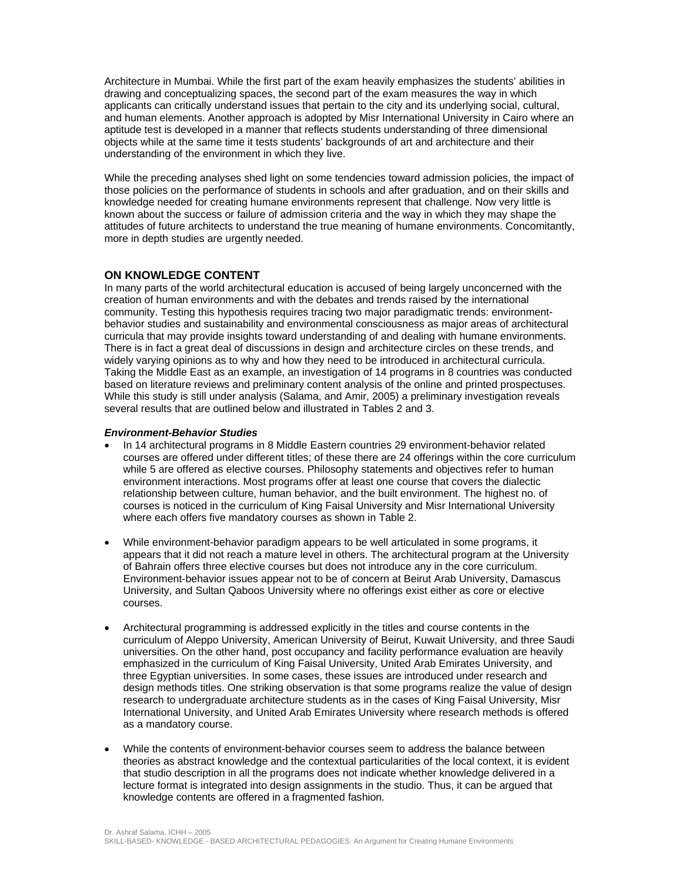Architecture in Mumbai. While the first part of the exam heavily emphasizes the students' abilities in drawing and conceptualizing spaces, the second part of the exam measures the way in which applicants can critically understand issues that pertain to the city and its underlying social, cultural, and human elements. Another approach is adopted by Misr International University in Cairo where an aptitude test is developed in a manner that reflects students understanding of three dimensional objects while at the same time it tests students' backgrounds of art and architecture and their understanding of the environment in which they live.

While the preceding analyses shed light on some tendencies toward admission policies, the impact of those policies on the performance of students in schools and after graduation, and on their skills and knowledge needed for creating humane environments represent that challenge. Now very little is known about the success or failure of admission criteria and the way in which they may shape the attitudes of future architects to understand the true meaning of humane environments. Concomitantly, more in depth studies are urgently needed.

## ON KNOWLEDGE CONTENT

In many parts of the world architectural education is accused of being largely unconcerned with the creation of human environments and with the debates and trends raised by the international community. Testing this hypothesis requires tracing two major paradigmatic trends: environment-behavior studies and sustainability and environmental consciousness as major areas of architectural curricula that may provide insights toward understanding of and dealing with humane environments. There is in fact a great deal of discussions in design and architecture circles on these trends, and widely varying opinions as to why and how they need to be introduced in architectural curricula. Taking the Middle East as an example, an investigation of 14 programs in 8 countries was conducted based on literature reviews and preliminary content analysis of the online and printed prospectuses. While this study is still under analysis (Salama, and Amir, 2005) a preliminary investigation reveals several results that are outlined below and illustrated in Tables 2 and 3.

### *Environment-Behavior Studies*

- In 14 architectural programs in 8 Middle Eastern countries 29 environment-behavior related courses are offered under different titles; of these there are 24 offerings within the core curriculum while 5 are offered as elective courses. Philosophy statements and objectives refer to human environment interactions. Most programs offer at least one course that covers the dialectic relationship between culture, human behavior, and the built environment. The highest no. of courses is noticed in the curriculum of King Faisal University and Misr International University where each offers five mandatory courses as shown in Table 2.

- While environment-behavior paradigm appears to be well articulated in some programs, it appears that it did not reach a mature level in others. The architectural program at the University of Bahrain offers three elective courses but does not introduce any in the core curriculum. Environment-behavior issues appear not to be of concern at Beirut Arab University, Damascus University, and Sultan Qaboos University where no offerings exist either as core or elective courses.

- Architectural programming is addressed explicitly in the titles and course contents in the curriculum of Aleppo University, American University of Beirut, Kuwait University, and three Saudi universities. On the other hand, post occupancy and facility performance evaluation are heavily emphasized in the curriculum of King Faisal University, United Arab Emirates University, and three Egyptian universities. In some cases, these issues are introduced under research and design methods titles. One striking observation is that some programs realize the value of design research to undergraduate architecture students as in the cases of King Faisal University, Misr International University, and United Arab Emirates University where research methods is offered as a mandatory course.

- While the contents of environment-behavior courses seem to address the balance between theories as abstract knowledge and the contextual particularities of the local context, it is evident that studio description in all the programs does not indicate whether knowledge delivered in a lecture format is integrated into design assignments in the studio. Thus, it can be argued that knowledge contents are offered in a fragmented fashion.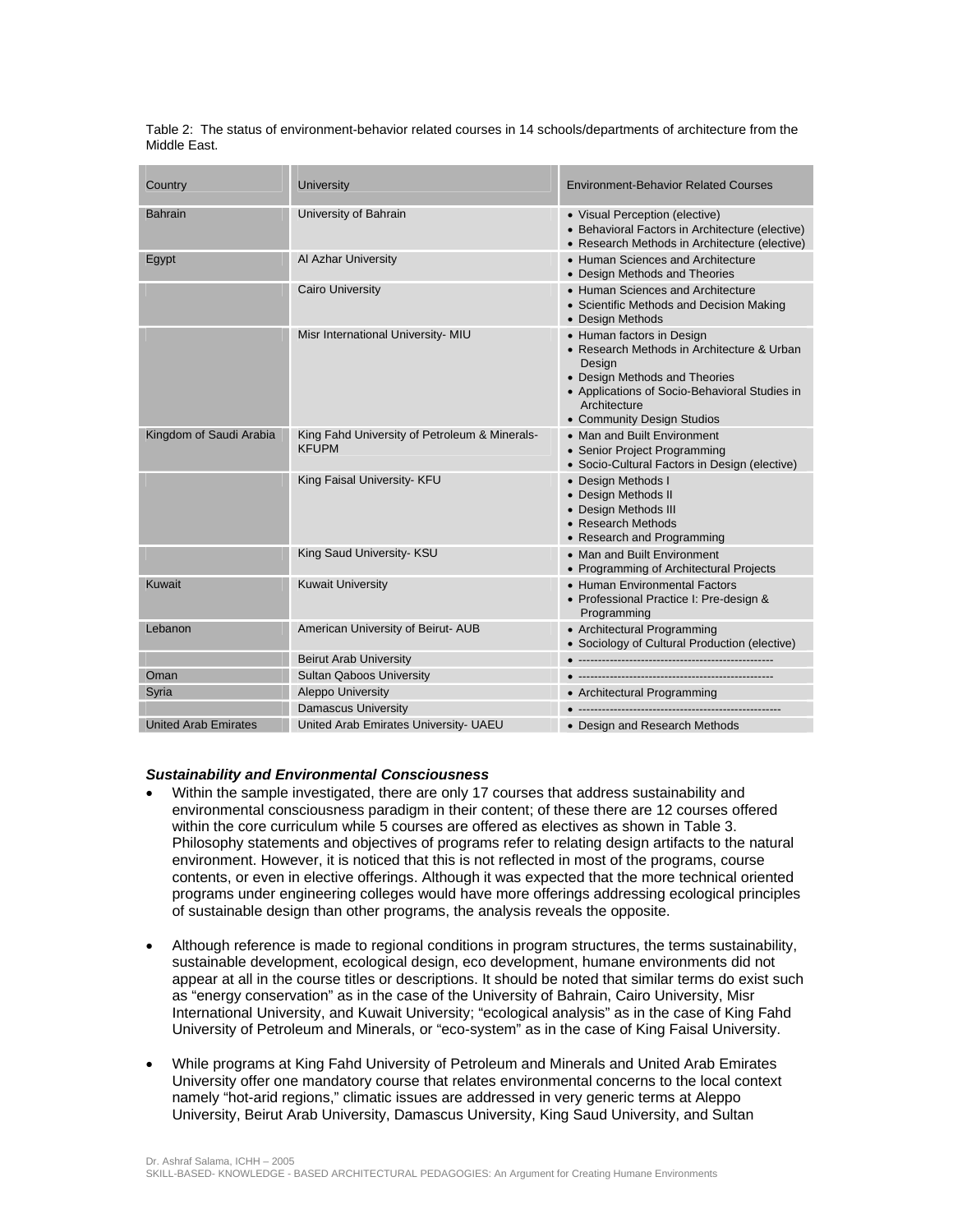Table 2: The status of environment-behavior related courses in 14 schools/departments of architecture from the Middle East.

| Country | University | Environment-Behavior Related Courses |
|---|---|---|
| Bahrain | University of Bahrain | • Visual Perception (elective)<br>• Behavioral Factors in Architecture (elective)<br>• Research Methods in Architecture (elective) |
| Egypt | Al Azhar University | • Human Sciences and Architecture<br>• Design Methods and Theories |
| | Cairo University | • Human Sciences and Architecture<br>• Scientific Methods and Decision Making<br>• Design Methods |
| | Misr International University- MIU | • Human factors in Design<br>• Research Methods in Architecture & Urban Design<br>• Design Methods and Theories<br>• Applications of Socio-Behavioral Studies in Architecture<br>• Community Design Studios |
| Kingdom of Saudi Arabia | King Fahd University of Petroleum & Minerals-KFUPM | • Man and Built Environment<br>• Senior Project Programming<br>• Socio-Cultural Factors in Design (elective) |
| | King Faisal University- KFU | • Design Methods I<br>• Design Methods II<br>• Design Methods III<br>• Research Methods<br>• Research and Programming |
| | King Saud University- KSU | • Man and Built Environment<br>• Programming of Architectural Projects |
| Kuwait | Kuwait University | • Human Environmental Factors<br>• Professional Practice I: Pre-design & Programming |
| Lebanon | American University of Beirut- AUB | • Architectural Programming<br>• Sociology of Cultural Production (elective) |
| | Beirut Arab University | • -------------------------------------------------- |
| Oman | Sultan Qaboos University | • -------------------------------------------------- |
| Syria | Aleppo University | • Architectural Programming |
| | Damascus University | • -------------------------------------------------- |
| United Arab Emirates | United Arab Emirates University- UAEU | • Design and Research Methods |

***Sustainability and Environmental Consciousness***

- Within the sample investigated, there are only 17 courses that address sustainability and environmental consciousness paradigm in their content; of these there are 12 courses offered within the core curriculum while 5 courses are offered as electives as shown in Table 3. Philosophy statements and objectives of programs refer to relating design artifacts to the natural environment. However, it is noticed that this is not reflected in most of the programs, course contents, or even in elective offerings. Although it was expected that the more technical oriented programs under engineering colleges would have more offerings addressing ecological principles of sustainable design than other programs, the analysis reveals the opposite.

- Although reference is made to regional conditions in program structures, the terms sustainability, sustainable development, ecological design, eco development, humane environments did not appear at all in the course titles or descriptions. It should be noted that similar terms do exist such as "energy conservation" as in the case of the University of Bahrain, Cairo University, Misr International University, and Kuwait University; "ecological analysis" as in the case of King Fahd University of Petroleum and Minerals, or "eco-system" as in the case of King Faisal University.

- While programs at King Fahd University of Petroleum and Minerals and United Arab Emirates University offer one mandatory course that relates environmental concerns to the local context namely "hot-arid regions," climatic issues are addressed in very generic terms at Aleppo University, Beirut Arab University, Damascus University, King Saud University, and Sultan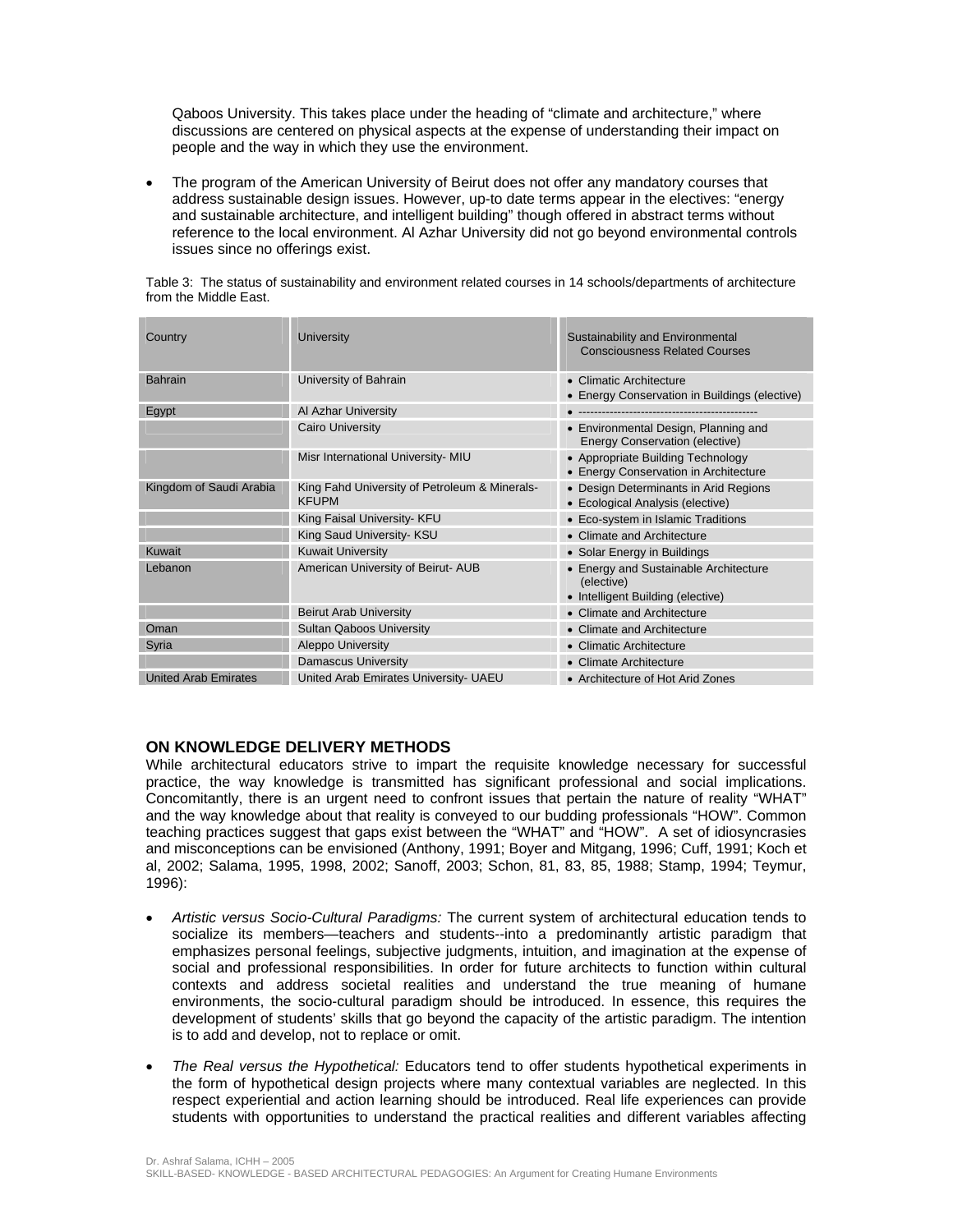Qaboos University. This takes place under the heading of "climate and architecture," where discussions are centered on physical aspects at the expense of understanding their impact on people and the way in which they use the environment.

- The program of the American University of Beirut does not offer any mandatory courses that address sustainable design issues. However, up-to date terms appear in the electives: "energy and sustainable architecture, and intelligent building" though offered in abstract terms without reference to the local environment. Al Azhar University did not go beyond environmental controls issues since no offerings exist.

Table 3: The status of sustainability and environment related courses in 14 schools/departments of architecture from the Middle East.

| Country | University | Sustainability and Environmental Consciousness Related Courses |
|---|---|---|
| Bahrain | University of Bahrain | • Climatic Architecture<br>• Energy Conservation in Buildings (elective) |
| Egypt | Al Azhar University | • ---------------------------------------------- |
| | Cairo University | • Environmental Design, Planning and Energy Conservation (elective) |
| | Misr International University- MIU | • Appropriate Building Technology<br>• Energy Conservation in Architecture |
| Kingdom of Saudi Arabia | King Fahd University of Petroleum & Minerals-KFUPM | • Design Determinants in Arid Regions<br>• Ecological Analysis (elective) |
| | King Faisal University- KFU | • Eco-system in Islamic Traditions |
| | King Saud University- KSU | • Climate and Architecture |
| Kuwait | Kuwait University | • Solar Energy in Buildings |
| Lebanon | American University of Beirut- AUB | • Energy and Sustainable Architecture (elective)<br>• Intelligent Building (elective) |
| | Beirut Arab University | • Climate and Architecture |
| Oman | Sultan Qaboos University | • Climate and Architecture |
| Syria | Aleppo University | • Climatic Architecture |
| | Damascus University | • Climate Architecture |
| United Arab Emirates | United Arab Emirates University- UAEU | • Architecture of Hot Arid Zones |

## ON KNOWLEDGE DELIVERY METHODS

While architectural educators strive to impart the requisite knowledge necessary for successful practice, the way knowledge is transmitted has significant professional and social implications. Concomitantly, there is an urgent need to confront issues that pertain the nature of reality "WHAT" and the way knowledge about that reality is conveyed to our budding professionals "HOW". Common teaching practices suggest that gaps exist between the "WHAT" and "HOW". A set of idiosyncrasies and misconceptions can be envisioned (Anthony, 1991; Boyer and Mitgang, 1996; Cuff, 1991; Koch et al, 2002; Salama, 1995, 1998, 2002; Sanoff, 2003; Schon, 81, 83, 85, 1988; Stamp, 1994; Teymur, 1996):

- *Artistic versus Socio-Cultural Paradigms:* The current system of architectural education tends to socialize its members—teachers and students--into a predominantly artistic paradigm that emphasizes personal feelings, subjective judgments, intuition, and imagination at the expense of social and professional responsibilities. In order for future architects to function within cultural contexts and address societal realities and understand the true meaning of humane environments, the socio-cultural paradigm should be introduced. In essence, this requires the development of students' skills that go beyond the capacity of the artistic paradigm. The intention is to add and develop, not to replace or omit.

- *The Real versus the Hypothetical:* Educators tend to offer students hypothetical experiments in the form of hypothetical design projects where many contextual variables are neglected. In this respect experiential and action learning should be introduced. Real life experiences can provide students with opportunities to understand the practical realities and different variables affecting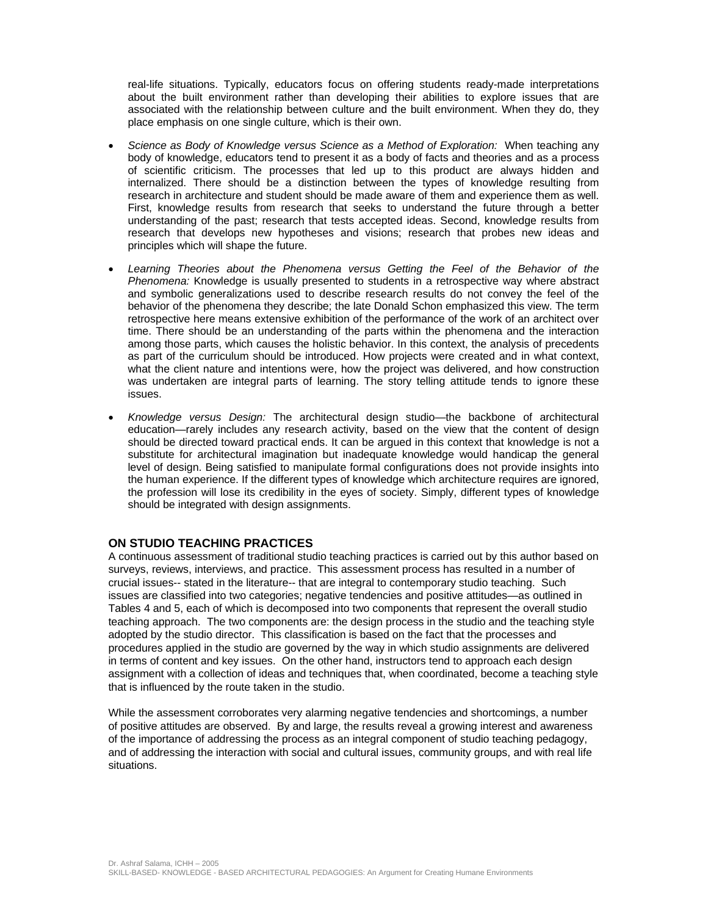real-life situations. Typically, educators focus on offering students ready-made interpretations about the built environment rather than developing their abilities to explore issues that are associated with the relationship between culture and the built environment. When they do, they place emphasis on one single culture, which is their own.

- *Science as Body of Knowledge versus Science as a Method of Exploration:* When teaching any body of knowledge, educators tend to present it as a body of facts and theories and as a process of scientific criticism. The processes that led up to this product are always hidden and internalized. There should be a distinction between the types of knowledge resulting from research in architecture and student should be made aware of them and experience them as well. First, knowledge results from research that seeks to understand the future through a better understanding of the past; research that tests accepted ideas. Second, knowledge results from research that develops new hypotheses and visions; research that probes new ideas and principles which will shape the future.

- *Learning Theories about the Phenomena versus Getting the Feel of the Behavior of the Phenomena:* Knowledge is usually presented to students in a retrospective way where abstract and symbolic generalizations used to describe research results do not convey the feel of the behavior of the phenomena they describe; the late Donald Schon emphasized this view. The term retrospective here means extensive exhibition of the performance of the work of an architect over time. There should be an understanding of the parts within the phenomena and the interaction among those parts, which causes the holistic behavior. In this context, the analysis of precedents as part of the curriculum should be introduced. How projects were created and in what context, what the client nature and intentions were, how the project was delivered, and how construction was undertaken are integral parts of learning. The story telling attitude tends to ignore these issues.

- *Knowledge versus Design:* The architectural design studio—the backbone of architectural education—rarely includes any research activity, based on the view that the content of design should be directed toward practical ends. It can be argued in this context that knowledge is not a substitute for architectural imagination but inadequate knowledge would handicap the general level of design. Being satisfied to manipulate formal configurations does not provide insights into the human experience. If the different types of knowledge which architecture requires are ignored, the profession will lose its credibility in the eyes of society. Simply, different types of knowledge should be integrated with design assignments.

## ON STUDIO TEACHING PRACTICES

A continuous assessment of traditional studio teaching practices is carried out by this author based on surveys, reviews, interviews, and practice. This assessment process has resulted in a number of crucial issues-- stated in the literature-- that are integral to contemporary studio teaching. Such issues are classified into two categories; negative tendencies and positive attitudes—as outlined in Tables 4 and 5, each of which is decomposed into two components that represent the overall studio teaching approach. The two components are: the design process in the studio and the teaching style adopted by the studio director. This classification is based on the fact that the processes and procedures applied in the studio are governed by the way in which studio assignments are delivered in terms of content and key issues. On the other hand, instructors tend to approach each design assignment with a collection of ideas and techniques that, when coordinated, become a teaching style that is influenced by the route taken in the studio.

While the assessment corroborates very alarming negative tendencies and shortcomings, a number of positive attitudes are observed. By and large, the results reveal a growing interest and awareness of the importance of addressing the process as an integral component of studio teaching pedagogy, and of addressing the interaction with social and cultural issues, community groups, and with real life situations.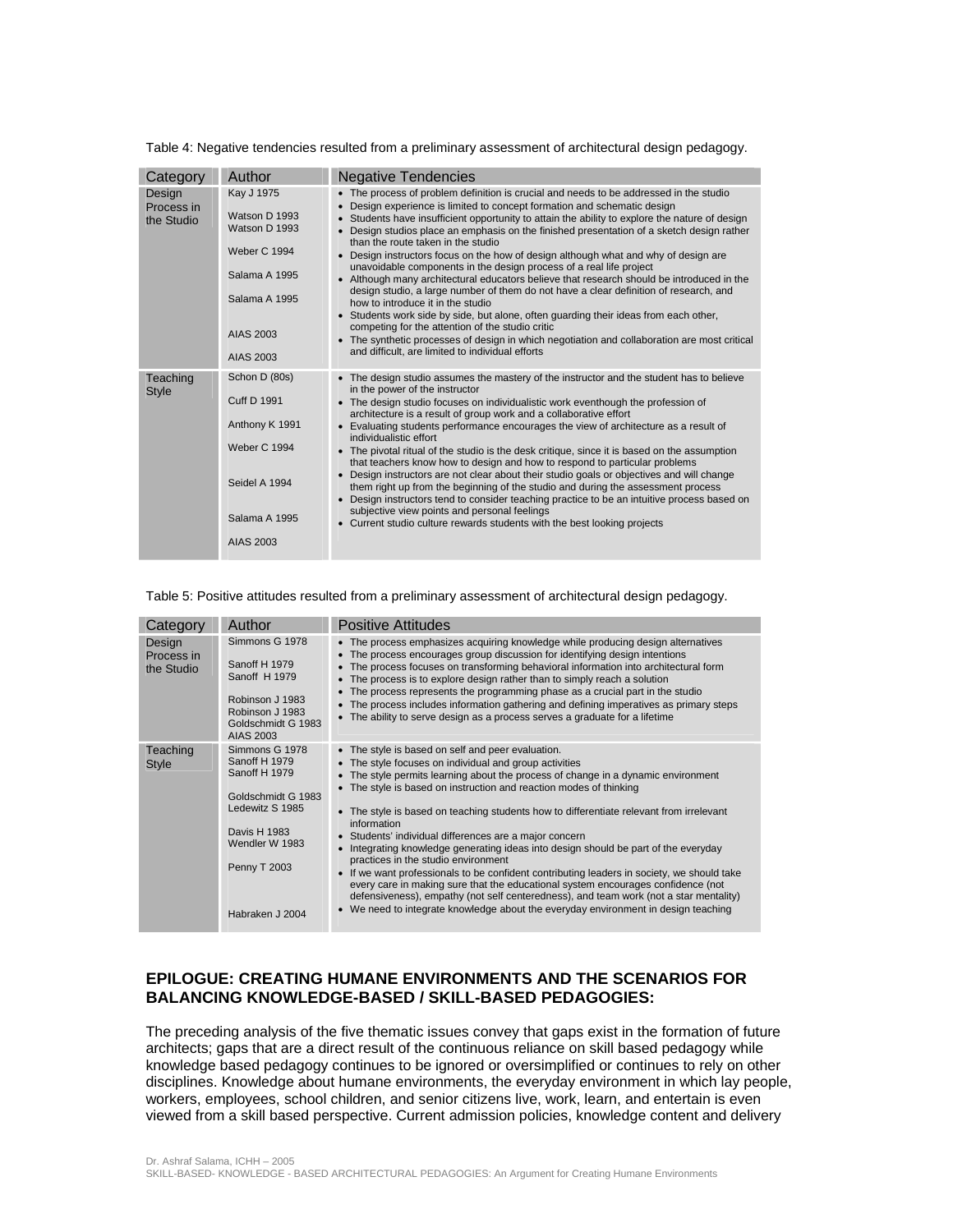Table 4: Negative tendencies resulted from a preliminary assessment of architectural design pedagogy.

| Category | Author | Negative Tendencies |
|---|---|---|
| Design Process in the Studio | Kay J 1975 | • The process of problem definition is crucial and needs to be addressed in the studio |
| | Watson D 1993 | • Design experience is limited to concept formation and schematic design |
| | Watson D 1993 | • Students have insufficient opportunity to attain the ability to explore the nature of design |
| | | • Design studios place an emphasis on the finished presentation of a sketch design rather than the route taken in the studio |
| | Weber C 1994 | • Design instructors focus on the how of design although what and why of design are unavoidable components in the design process of a real life project |
| | Salama A 1995 | • Although many architectural educators believe that research should be introduced in the design studio, a large number of them do not have a clear definition of research, and how to introduce it in the studio |
| | Salama A 1995 | • Students work side by side, but alone, often guarding their ideas from each other, competing for the attention of the studio critic |
| | AIAS 2003 | • The synthetic processes of design in which negotiation and collaboration are most critical and difficult, are limited to individual efforts |
| | AIAS 2003 | |
| Teaching Style | Schon D (80s) | • The design studio assumes the mastery of the instructor and the student has to believe in the power of the instructor |
| | Cuff D 1991 | • The design studio focuses on individualistic work eventhough the profession of architecture is a result of group work and a collaborative effort |
| | Anthony K 1991 | • Evaluating students performance encourages the view of architecture as a result of individualistic effort |
| | Weber C 1994 | • The pivotal ritual of the studio is the desk critique, since it is based on the assumption that teachers know how to design and how to respond to particular problems |
| | Seidel A 1994 | • Design instructors are not clear about their studio goals or objectives and will change them right up from the beginning of the studio and during the assessment process |
| | Salama A 1995 | • Design instructors tend to consider teaching practice to be an intuitive process based on subjective view points and personal feelings |
| | AIAS 2003 | • Current studio culture rewards students with the best looking projects |

Table 5: Positive attitudes resulted from a preliminary assessment of architectural design pedagogy.

| Category | Author | Positive Attitudes |
|---|---|---|
| Design Process in the Studio | Simmons G 1978 | • The process emphasizes acquiring knowledge while producing design alternatives |
| | Sanoff H 1979 | • The process encourages group discussion for identifying design intentions |
| | Sanoff H 1979 | • The process focuses on transforming behavioral information into architectural form |
| | Robinson J 1983 | • The process is to explore design rather than to simply reach a solution |
| | Robinson J 1983 | • The process represents the programming phase as a crucial part in the studio |
| | Goldschmidt G 1983 | • The process includes information gathering and defining imperatives as primary steps |
| | AIAS 2003 | • The ability to serve design as a process serves a graduate for a lifetime |
| Teaching Style | Simmons G 1978 | • The style is based on self and peer evaluation. |
| | Sanoff H 1979 | • The style focuses on individual and group activities |
| | Sanoff H 1979 | • The style permits learning about the process of change in a dynamic environment |
| | Goldschmidt G 1983 | • The style is based on instruction and reaction modes of thinking |
| | Ledewitz S 1985 | • The style is based on teaching students how to differentiate relevant from irrelevant information |
| | Davis H 1983 | • Students' individual differences are a major concern |
| | Wendler W 1983 | • Integrating knowledge generating ideas into design should be part of the everyday practices in the studio environment |
| | Penny T 2003 | • If we want professionals to be confident contributing leaders in society, we should take every care in making sure that the educational system encourages confidence (not defensiveness), empathy (not self centeredness), and team work (not a star mentality) |
| | Habraken J 2004 | • We need to integrate knowledge about the everyday environment in design teaching |

## EPILOGUE: CREATING HUMANE ENVIRONMENTS AND THE SCENARIOS FOR BALANCING KNOWLEDGE-BASED / SKILL-BASED PEDAGOGIES:

The preceding analysis of the five thematic issues convey that gaps exist in the formation of future architects; gaps that are a direct result of the continuous reliance on skill based pedagogy while knowledge based pedagogy continues to be ignored or oversimplified or continues to rely on other disciplines. Knowledge about humane environments, the everyday environment in which lay people, workers, employees, school children, and senior citizens live, work, learn, and entertain is even viewed from a skill based perspective. Current admission policies, knowledge content and delivery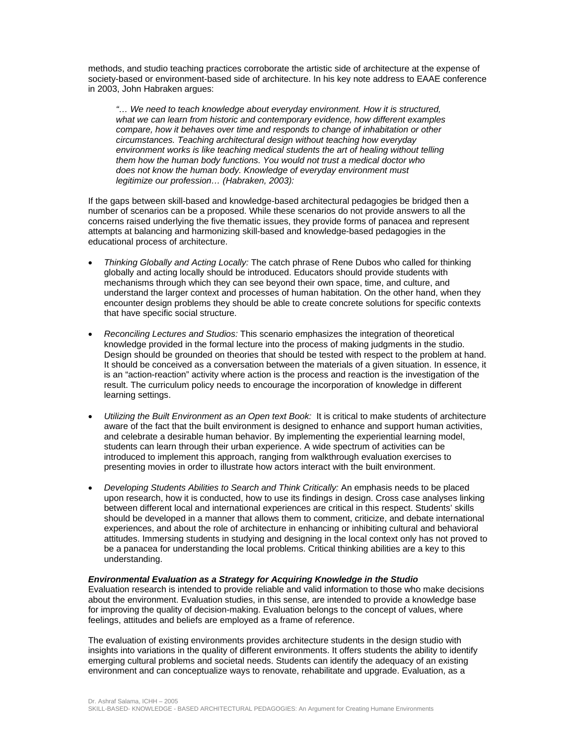methods, and studio teaching practices corroborate the artistic side of architecture at the expense of society-based or environment-based side of architecture. In his key note address to EAAE conference in 2003, John Habraken argues:

> *"… We need to teach knowledge about everyday environment. How it is structured, what we can learn from historic and contemporary evidence, how different examples compare, how it behaves over time and responds to change of inhabitation or other circumstances. Teaching architectural design without teaching how everyday environment works is like teaching medical students the art of healing without telling them how the human body functions. You would not trust a medical doctor who does not know the human body. Knowledge of everyday environment must legitimize our profession… (Habraken, 2003):*

If the gaps between skill-based and knowledge-based architectural pedagogies be bridged then a number of scenarios can be a proposed. While these scenarios do not provide answers to all the concerns raised underlying the five thematic issues, they provide forms of panacea and represent attempts at balancing and harmonizing skill-based and knowledge-based pedagogies in the educational process of architecture.

- *Thinking Globally and Acting Locally:* The catch phrase of Rene Dubos who called for thinking globally and acting locally should be introduced. Educators should provide students with mechanisms through which they can see beyond their own space, time, and culture, and understand the larger context and processes of human habitation. On the other hand, when they encounter design problems they should be able to create concrete solutions for specific contexts that have specific social structure.

- *Reconciling Lectures and Studios:* This scenario emphasizes the integration of theoretical knowledge provided in the formal lecture into the process of making judgments in the studio. Design should be grounded on theories that should be tested with respect to the problem at hand. It should be conceived as a conversation between the materials of a given situation. In essence, it is an "action-reaction" activity where action is the process and reaction is the investigation of the result. The curriculum policy needs to encourage the incorporation of knowledge in different learning settings.

- *Utilizing the Built Environment as an Open text Book:* It is critical to make students of architecture aware of the fact that the built environment is designed to enhance and support human activities, and celebrate a desirable human behavior. By implementing the experiential learning model, students can learn through their urban experience. A wide spectrum of activities can be introduced to implement this approach, ranging from walkthrough evaluation exercises to presenting movies in order to illustrate how actors interact with the built environment.

- *Developing Students Abilities to Search and Think Critically:* An emphasis needs to be placed upon research, how it is conducted, how to use its findings in design. Cross case analyses linking between different local and international experiences are critical in this respect. Students' skills should be developed in a manner that allows them to comment, criticize, and debate international experiences, and about the role of architecture in enhancing or inhibiting cultural and behavioral attitudes. Immersing students in studying and designing in the local context only has not proved to be a panacea for understanding the local problems. Critical thinking abilities are a key to this understanding.

***Environmental Evaluation as a Strategy for Acquiring Knowledge in the Studio***

Evaluation research is intended to provide reliable and valid information to those who make decisions about the environment. Evaluation studies, in this sense, are intended to provide a knowledge base for improving the quality of decision-making. Evaluation belongs to the concept of values, where feelings, attitudes and beliefs are employed as a frame of reference.

The evaluation of existing environments provides architecture students in the design studio with insights into variations in the quality of different environments. It offers students the ability to identify emerging cultural problems and societal needs. Students can identify the adequacy of an existing environment and can conceptualize ways to renovate, rehabilitate and upgrade. Evaluation, as a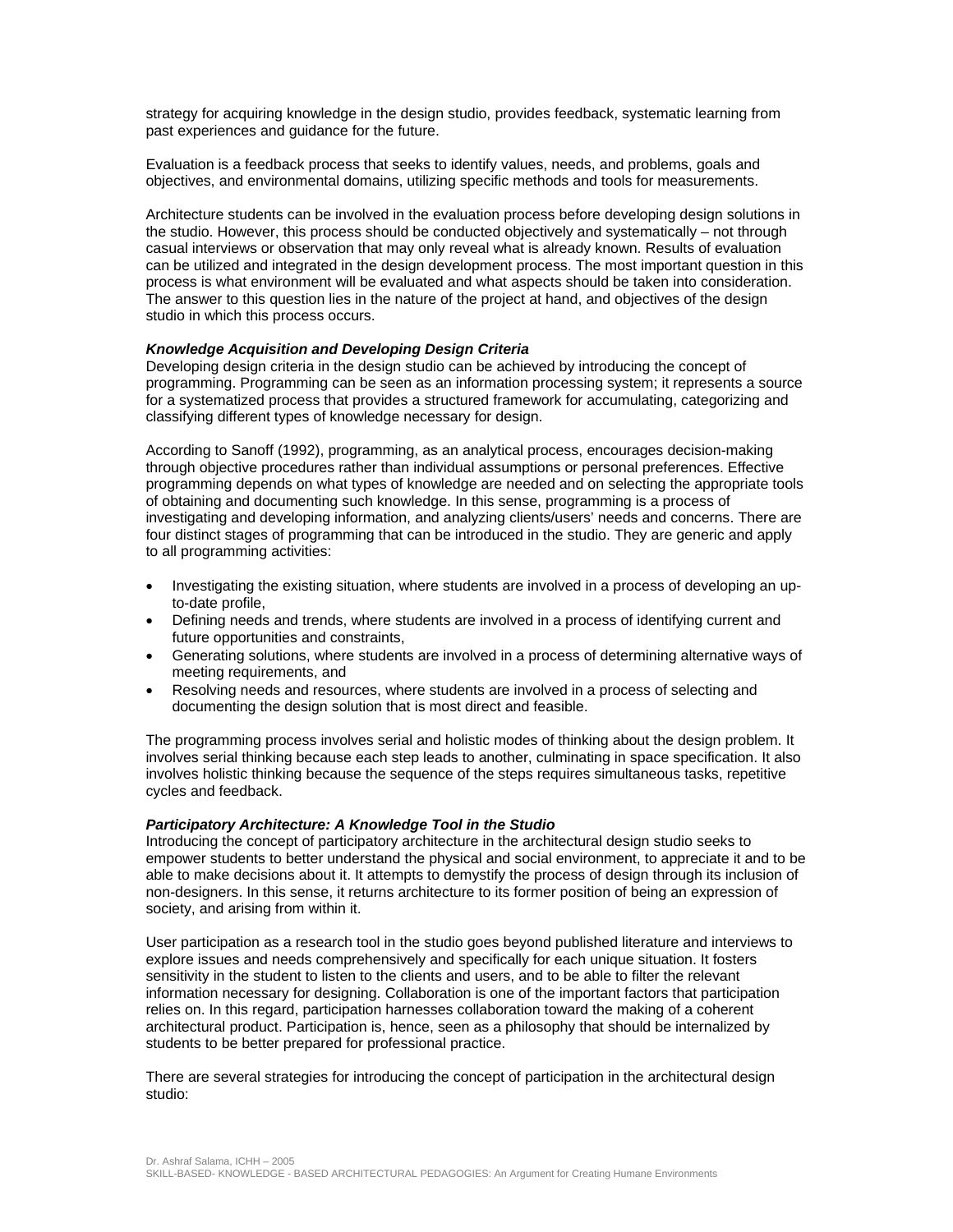strategy for acquiring knowledge in the design studio, provides feedback, systematic learning from past experiences and guidance for the future.

Evaluation is a feedback process that seeks to identify values, needs, and problems, goals and objectives, and environmental domains, utilizing specific methods and tools for measurements.

Architecture students can be involved in the evaluation process before developing design solutions in the studio. However, this process should be conducted objectively and systematically – not through casual interviews or observation that may only reveal what is already known. Results of evaluation can be utilized and integrated in the design development process. The most important question in this process is what environment will be evaluated and what aspects should be taken into consideration. The answer to this question lies in the nature of the project at hand, and objectives of the design studio in which this process occurs.

***Knowledge Acquisition and Developing Design Criteria***

Developing design criteria in the design studio can be achieved by introducing the concept of programming. Programming can be seen as an information processing system; it represents a source for a systematized process that provides a structured framework for accumulating, categorizing and classifying different types of knowledge necessary for design.

According to Sanoff (1992), programming, as an analytical process, encourages decision-making through objective procedures rather than individual assumptions or personal preferences. Effective programming depends on what types of knowledge are needed and on selecting the appropriate tools of obtaining and documenting such knowledge. In this sense, programming is a process of investigating and developing information, and analyzing clients/users' needs and concerns. There are four distinct stages of programming that can be introduced in the studio. They are generic and apply to all programming activities:

- Investigating the existing situation, where students are involved in a process of developing an up-to-date profile,
- Defining needs and trends, where students are involved in a process of identifying current and future opportunities and constraints,
- Generating solutions, where students are involved in a process of determining alternative ways of meeting requirements, and
- Resolving needs and resources, where students are involved in a process of selecting and documenting the design solution that is most direct and feasible.

The programming process involves serial and holistic modes of thinking about the design problem. It involves serial thinking because each step leads to another, culminating in space specification. It also involves holistic thinking because the sequence of the steps requires simultaneous tasks, repetitive cycles and feedback.

***Participatory Architecture: A Knowledge Tool in the Studio***

Introducing the concept of participatory architecture in the architectural design studio seeks to empower students to better understand the physical and social environment, to appreciate it and to be able to make decisions about it. It attempts to demystify the process of design through its inclusion of non-designers. In this sense, it returns architecture to its former position of being an expression of society, and arising from within it.

User participation as a research tool in the studio goes beyond published literature and interviews to explore issues and needs comprehensively and specifically for each unique situation. It fosters sensitivity in the student to listen to the clients and users, and to be able to filter the relevant information necessary for designing. Collaboration is one of the important factors that participation relies on. In this regard, participation harnesses collaboration toward the making of a coherent architectural product. Participation is, hence, seen as a philosophy that should be internalized by students to be better prepared for professional practice.

There are several strategies for introducing the concept of participation in the architectural design studio: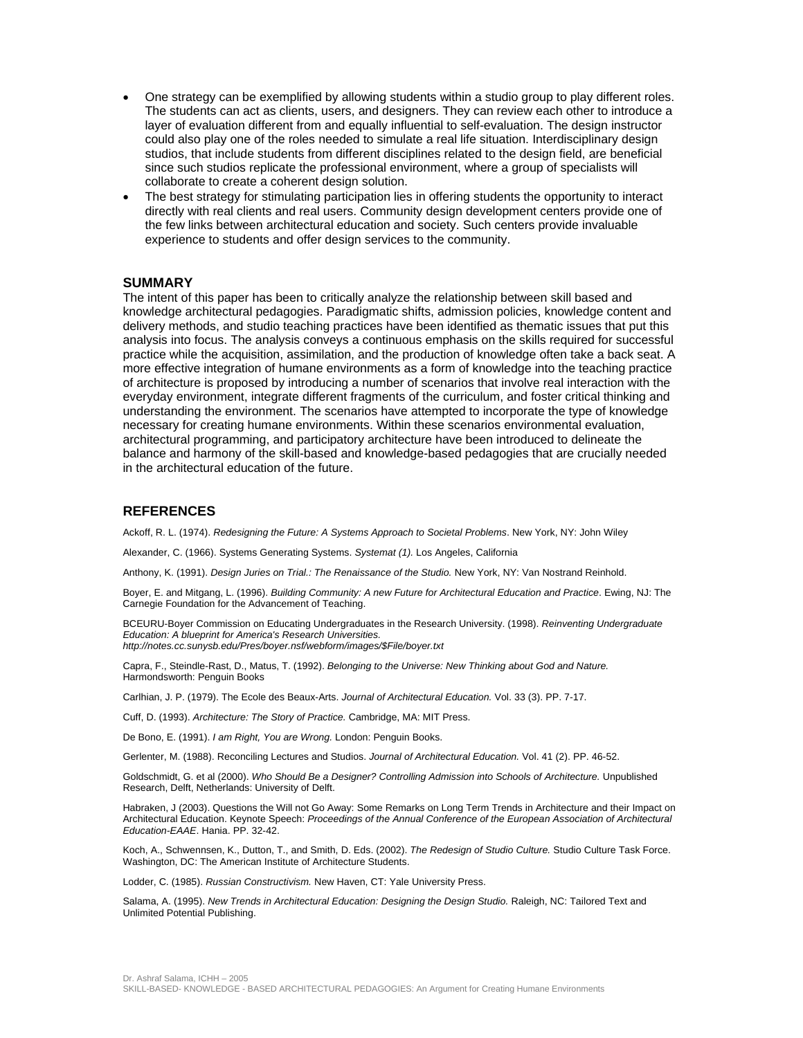- One strategy can be exemplified by allowing students within a studio group to play different roles. The students can act as clients, users, and designers. They can review each other to introduce a layer of evaluation different from and equally influential to self-evaluation. The design instructor could also play one of the roles needed to simulate a real life situation. Interdisciplinary design studios, that include students from different disciplines related to the design field, are beneficial since such studios replicate the professional environment, where a group of specialists will collaborate to create a coherent design solution.
- The best strategy for stimulating participation lies in offering students the opportunity to interact directly with real clients and real users. Community design development centers provide one of the few links between architectural education and society. Such centers provide invaluable experience to students and offer design services to the community.

## SUMMARY

The intent of this paper has been to critically analyze the relationship between skill based and knowledge architectural pedagogies. Paradigmatic shifts, admission policies, knowledge content and delivery methods, and studio teaching practices have been identified as thematic issues that put this analysis into focus. The analysis conveys a continuous emphasis on the skills required for successful practice while the acquisition, assimilation, and the production of knowledge often take a back seat. A more effective integration of humane environments as a form of knowledge into the teaching practice of architecture is proposed by introducing a number of scenarios that involve real interaction with the everyday environment, integrate different fragments of the curriculum, and foster critical thinking and understanding the environment. The scenarios have attempted to incorporate the type of knowledge necessary for creating humane environments. Within these scenarios environmental evaluation, architectural programming, and participatory architecture have been introduced to delineate the balance and harmony of the skill-based and knowledge-based pedagogies that are crucially needed in the architectural education of the future.

## REFERENCES

Ackoff, R. L. (1974). *Redesigning the Future: A Systems Approach to Societal Problems*. New York, NY: John Wiley

Alexander, C. (1966). Systems Generating Systems. *Systemat (1).* Los Angeles, California

Anthony, K. (1991). *Design Juries on Trial.: The Renaissance of the Studio.* New York, NY: Van Nostrand Reinhold.

Boyer, E. and Mitgang, L. (1996). *Building Community: A new Future for Architectural Education and Practice*. Ewing, NJ: The Carnegie Foundation for the Advancement of Teaching.

BCEURU-Boyer Commission on Educating Undergraduates in the Research University. (1998). *Reinventing Undergraduate Education: A blueprint for America's Research Universities. http://notes.cc.sunysb.edu/Pres/boyer.nsf/webform/images/$File/boyer.txt*

Capra, F., Steindle-Rast, D., Matus, T. (1992). *Belonging to the Universe: New Thinking about God and Nature.* Harmondsworth: Penguin Books

Carlhian, J. P. (1979). The Ecole des Beaux-Arts. *Journal of Architectural Education.* Vol. 33 (3). PP. 7-17.

Cuff, D. (1993). *Architecture: The Story of Practice.* Cambridge, MA: MIT Press.

De Bono, E. (1991). *I am Right, You are Wrong.* London: Penguin Books.

Gerlenter, M. (1988). Reconciling Lectures and Studios. *Journal of Architectural Education.* Vol. 41 (2). PP. 46-52.

Goldschmidt, G. et al (2000). *Who Should Be a Designer? Controlling Admission into Schools of Architecture.* Unpublished Research, Delft, Netherlands: University of Delft.

Habraken, J (2003). Questions the Will not Go Away: Some Remarks on Long Term Trends in Architecture and their Impact on Architectural Education. Keynote Speech: *Proceedings of the Annual Conference of the European Association of Architectural Education-EAAE*. Hania. PP. 32-42.

Koch, A., Schwennsen, K., Dutton, T., and Smith, D. Eds. (2002). *The Redesign of Studio Culture.* Studio Culture Task Force. Washington, DC: The American Institute of Architecture Students.

Lodder, C. (1985). *Russian Constructivism.* New Haven, CT: Yale University Press.

Salama, A. (1995). *New Trends in Architectural Education: Designing the Design Studio.* Raleigh, NC: Tailored Text and Unlimited Potential Publishing.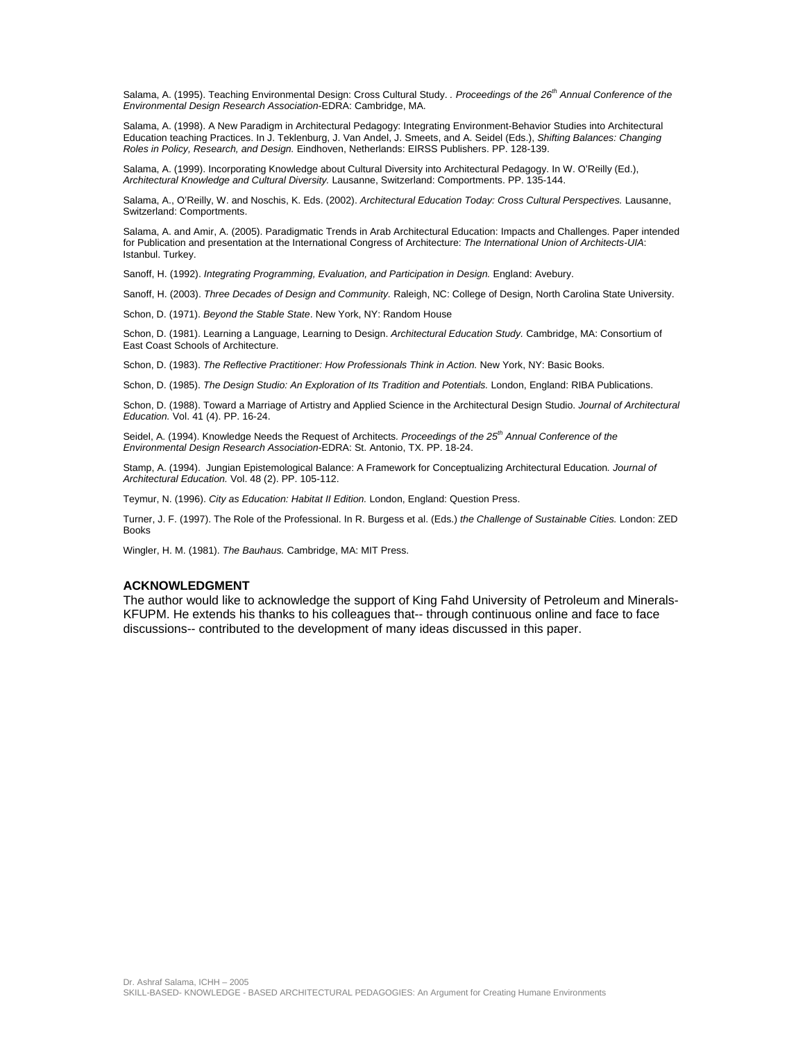Salama, A. (1995). Teaching Environmental Design: Cross Cultural Study. . *Proceedings of the 26th Annual Conference of the Environmental Design Research Association*-EDRA: Cambridge, MA.

Salama, A. (1998). A New Paradigm in Architectural Pedagogy: Integrating Environment-Behavior Studies into Architectural Education teaching Practices. In J. Teklenburg, J. Van Andel, J. Smeets, and A. Seidel (Eds.), *Shifting Balances: Changing Roles in Policy, Research, and Design.* Eindhoven, Netherlands: EIRSS Publishers. PP. 128-139.

Salama, A. (1999). Incorporating Knowledge about Cultural Diversity into Architectural Pedagogy. In W. O'Reilly (Ed.), *Architectural Knowledge and Cultural Diversity.* Lausanne, Switzerland: Comportments. PP. 135-144.

Salama, A., O'Reilly, W. and Noschis, K. Eds. (2002). *Architectural Education Today: Cross Cultural Perspectives.* Lausanne, Switzerland: Comportments.

Salama, A. and Amir, A. (2005). Paradigmatic Trends in Arab Architectural Education: Impacts and Challenges. Paper intended for Publication and presentation at the International Congress of Architecture: *The International Union of Architects-UIA*: Istanbul. Turkey.

Sanoff, H. (1992). *Integrating Programming, Evaluation, and Participation in Design.* England: Avebury.

Sanoff, H. (2003). *Three Decades of Design and Community.* Raleigh, NC: College of Design, North Carolina State University.

Schon, D. (1971). *Beyond the Stable State*. New York, NY: Random House

Schon, D. (1981). Learning a Language, Learning to Design. *Architectural Education Study.* Cambridge, MA: Consortium of East Coast Schools of Architecture.

Schon, D. (1983). *The Reflective Practitioner: How Professionals Think in Action.* New York, NY: Basic Books.

Schon, D. (1985). *The Design Studio: An Exploration of Its Tradition and Potentials.* London, England: RIBA Publications.

Schon, D. (1988). Toward a Marriage of Artistry and Applied Science in the Architectural Design Studio. *Journal of Architectural Education.* Vol. 41 (4). PP. 16-24.

Seidel, A. (1994). Knowledge Needs the Request of Architects. *Proceedings of the 25th Annual Conference of the Environmental Design Research Association*-EDRA: St. Antonio, TX. PP. 18-24.

Stamp, A. (1994). Jungian Epistemological Balance: A Framework for Conceptualizing Architectural Education. *Journal of Architectural Education.* Vol. 48 (2). PP. 105-112.

Teymur, N. (1996). *City as Education: Habitat II Edition.* London, England: Question Press.

Turner, J. F. (1997). The Role of the Professional. In R. Burgess et al. (Eds.) *the Challenge of Sustainable Cities.* London: ZED Books

Wingler, H. M. (1981). *The Bauhaus.* Cambridge, MA: MIT Press.

**ACKNOWLEDGMENT**

The author would like to acknowledge the support of King Fahd University of Petroleum and Minerals-KFUPM. He extends his thanks to his colleagues that-- through continuous online and face to face discussions-- contributed to the development of many ideas discussed in this paper.